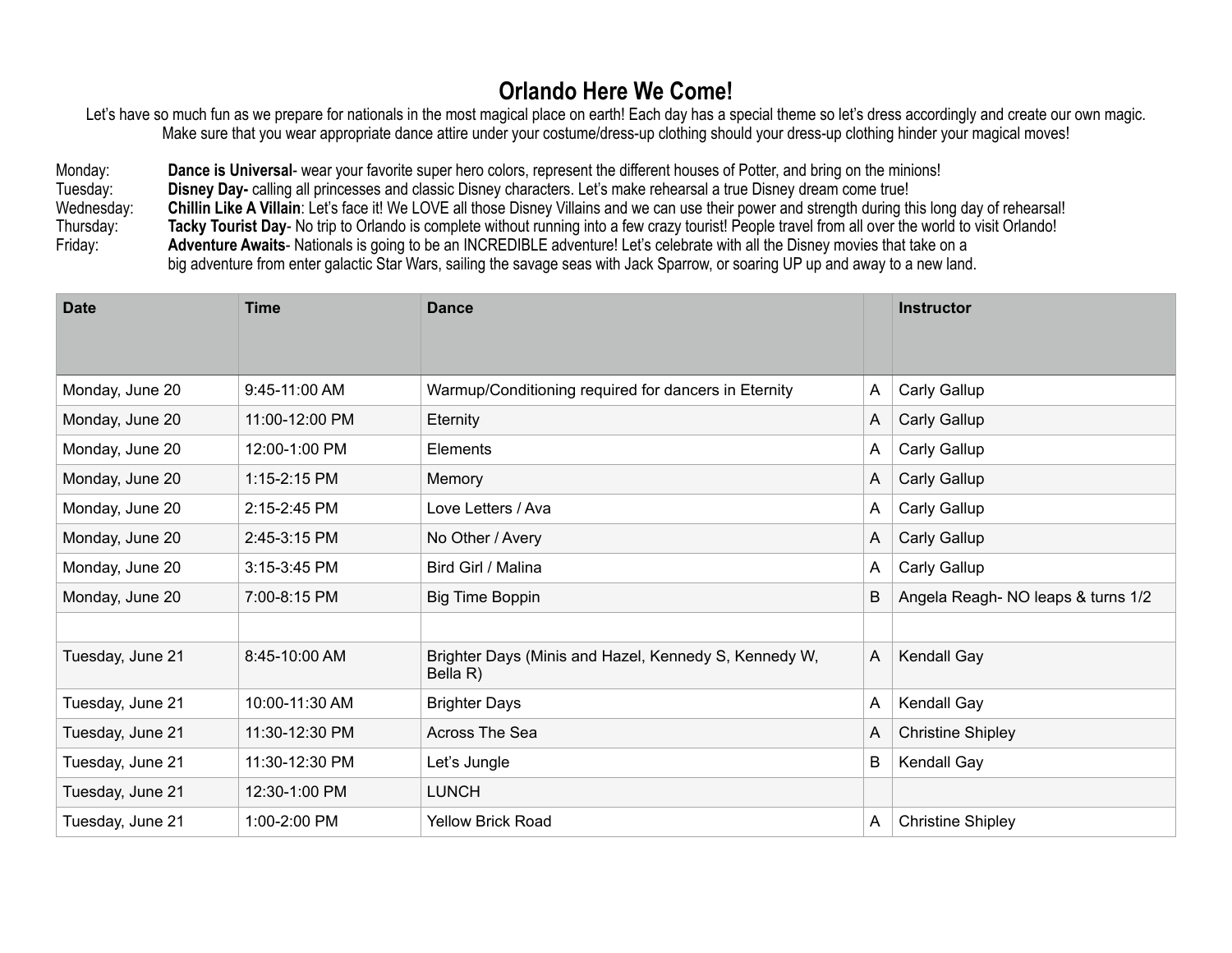# Orlando Here We Come!

Let's have so much fun as we prepare for nationals in the most magical place on earth! Each day has a special theme so let's dress accordingly and create our own magic. Make sure that you wear appropriate dance attire under your costume/dress-up clothing should your dress-up clothing hinder your magical moves!

Monday: **Dance is Universal**- wear your favorite super hero colors, represent the different houses of Potter, and bring on the minions!

Tuesday: **Disney Day-** calling all princesses and classic Disney characters. Let's make rehearsal a true Disney dream come true!

Wednesday: **Chillin Like A Villain**: Let's face it! We LOVE all those Disney Villains and we can use their power and strength during this long day of rehearsal!

Thursday: **Tacky Tourist Day**- No trip to Orlando is complete without running into a few crazy tourist! People travel from all over the world to visit Orlando!

Friday: **Adventure Awaits**- Nationals is going to be an INCREDIBLE adventure! Let's celebrate with all the Disney movies that take on a big adventure from enter galactic Star Wars, sailing the savage seas with Jack Sparrow, or soaring UP up and away to a new land.

| Date | Time | Dance | | Instructor |
|---|---|---|---|---|
| Monday, June 20 | 9:45-11:00 AM | Warmup/Conditioning required for dancers in Eternity | A | Carly Gallup |
| Monday, June 20 | 11:00-12:00 PM | Eternity | A | Carly Gallup |
| Monday, June 20 | 12:00-1:00 PM | Elements | A | Carly Gallup |
| Monday, June 20 | 1:15-2:15 PM | Memory | A | Carly Gallup |
| Monday, June 20 | 2:15-2:45 PM | Love Letters / Ava | A | Carly Gallup |
| Monday, June 20 | 2:45-3:15 PM | No Other / Avery | A | Carly Gallup |
| Monday, June 20 | 3:15-3:45 PM | Bird Girl / Malina | A | Carly Gallup |
| Monday, June 20 | 7:00-8:15 PM | Big Time Boppin | B | Angela Reagh- NO leaps & turns 1/2 |
| | | | | |
| Tuesday, June 21 | 8:45-10:00 AM | Brighter Days (Minis and Hazel, Kennedy S, Kennedy W, Bella R) | A | Kendall Gay |
| Tuesday, June 21 | 10:00-11:30 AM | Brighter Days | A | Kendall Gay |
| Tuesday, June 21 | 11:30-12:30 PM | Across The Sea | A | Christine Shipley |
| Tuesday, June 21 | 11:30-12:30 PM | Let's Jungle | B | Kendall Gay |
| Tuesday, June 21 | 12:30-1:00 PM | LUNCH | | |
| Tuesday, June 21 | 1:00-2:00 PM | Yellow Brick Road | A | Christine Shipley |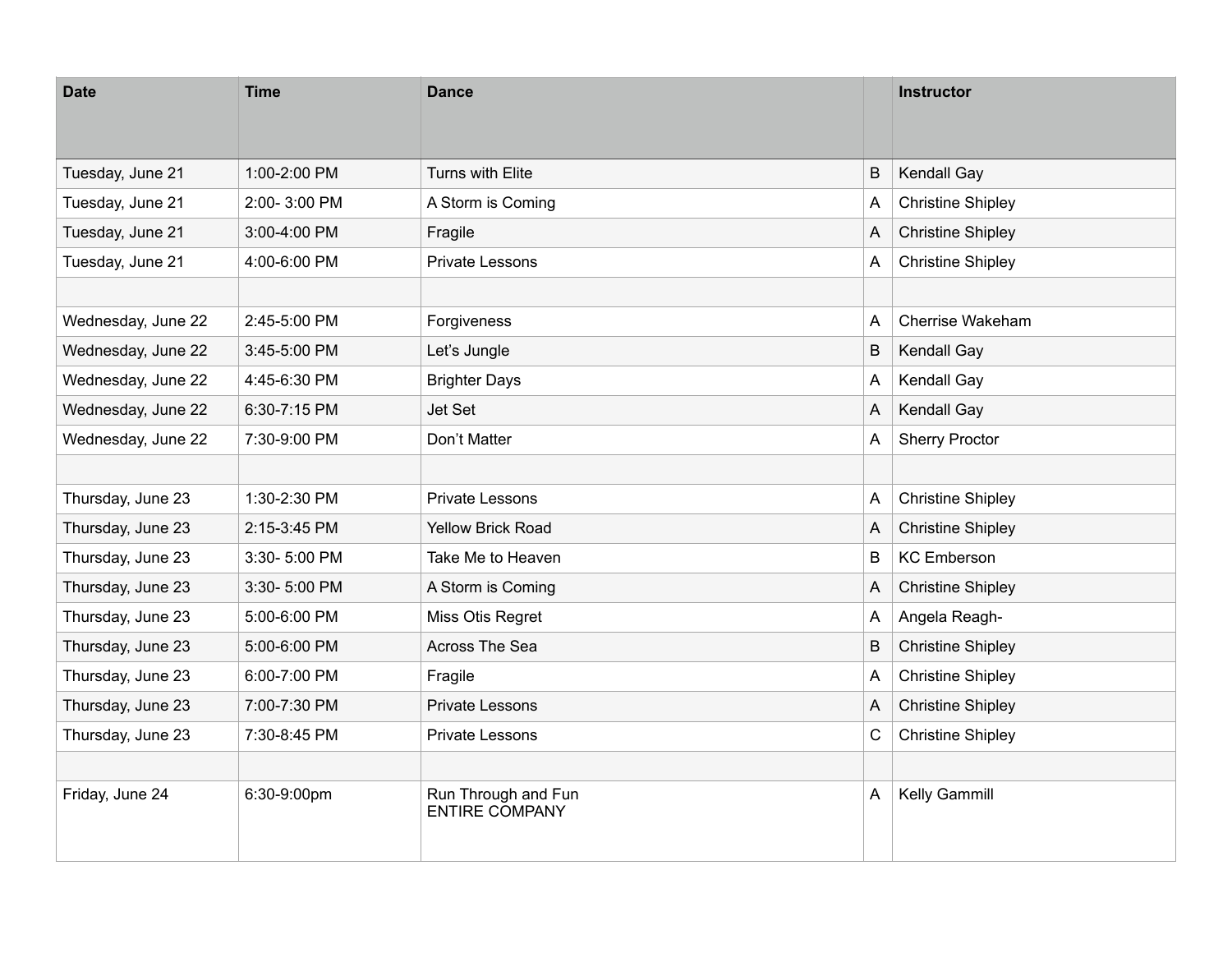| Date | Time | Dance | | Instructor |
|---|---|---|---|---|
| Tuesday, June 21 | 1:00-2:00 PM | Turns with Elite | B | Kendall Gay |
| Tuesday, June 21 | 2:00- 3:00 PM | A Storm is Coming | A | Christine Shipley |
| Tuesday, June 21 | 3:00-4:00 PM | Fragile | A | Christine Shipley |
| Tuesday, June 21 | 4:00-6:00 PM | Private Lessons | A | Christine Shipley |
| | | | | |
| Wednesday, June 22 | 2:45-5:00 PM | Forgiveness | A | Cherrise Wakeham |
| Wednesday, June 22 | 3:45-5:00 PM | Let's Jungle | B | Kendall Gay |
| Wednesday, June 22 | 4:45-6:30 PM | Brighter Days | A | Kendall Gay |
| Wednesday, June 22 | 6:30-7:15 PM | Jet Set | A | Kendall Gay |
| Wednesday, June 22 | 7:30-9:00 PM | Don't Matter | A | Sherry Proctor |
| | | | | |
| Thursday, June 23 | 1:30-2:30 PM | Private Lessons | A | Christine Shipley |
| Thursday, June 23 | 2:15-3:45 PM | Yellow Brick Road | A | Christine Shipley |
| Thursday, June 23 | 3:30- 5:00 PM | Take Me to Heaven | B | KC Emberson |
| Thursday, June 23 | 3:30- 5:00 PM | A Storm is Coming | A | Christine Shipley |
| Thursday, June 23 | 5:00-6:00 PM | Miss Otis Regret | A | Angela Reagh- |
| Thursday, June 23 | 5:00-6:00 PM | Across The Sea | B | Christine Shipley |
| Thursday, June 23 | 6:00-7:00 PM | Fragile | A | Christine Shipley |
| Thursday, June 23 | 7:00-7:30 PM | Private Lessons | A | Christine Shipley |
| Thursday, June 23 | 7:30-8:45 PM | Private Lessons | C | Christine Shipley |
| | | | | |
| Friday, June 24 | 6:30-9:00pm | Run Through and Fun<br>ENTIRE COMPANY | A | Kelly Gammill |